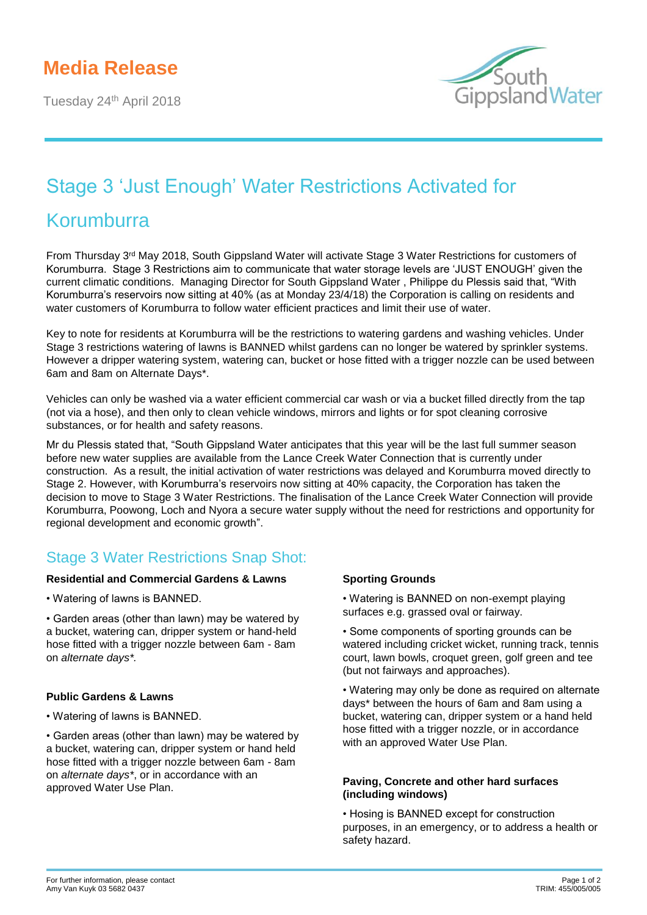# Media Release

Tuesday 24th April 2018

## Stage 3 'Just Enough' Water Restrictions Activated for Korumburra

From Thursday 3rd May 2018, South Gippsland Water will activate Stage 3 Water Restrictions for customers of Korumburra. Stage 3 Restrictions aim to communicate that water storage levels are 'JUST ENOUGH' given the current climatic conditions. Managing Director for South Gippsland Water , Philippe du Plessis said that, "With Korumburra's reservoirs now sitting at 40% (as at Monday 23/4/18) the Corporation is calling on residents and water customers of Korumburra to follow water efficient practices and limit their use of water.

Key to note for residents at Korumburra will be the restrictions to watering gardens and washing vehicles. Under Stage 3 restrictions watering of lawns is BANNED whilst gardens can no longer be watered by sprinkler systems. However a dripper watering system, watering can, bucket or hose fitted with a trigger nozzle can be used between 6am and 8am on Alternate Days*.

Vehicles can only be washed via a water efficient commercial car wash or via a bucket filled directly from the tap (not via a hose), and then only to clean vehicle windows, mirrors and lights or for spot cleaning corrosive substances, or for health and safety reasons.

Mr du Plessis stated that, "South Gippsland Water anticipates that this year will be the last full summer season before new water supplies are available from the Lance Creek Water Connection that is currently under construction. As a result, the initial activation of water restrictions was delayed and Korumburra moved directly to Stage 2. However, with Korumburra's reservoirs now sitting at 40% capacity, the Corporation has taken the decision to move to Stage 3 Water Restrictions. The finalisation of the Lance Creek Water Connection will provide Korumburra, Poowong, Loch and Nyora a secure water supply without the need for restrictions and opportunity for regional development and economic growth".

## Stage 3 Water Restrictions Snap Shot:

**Residential and Commercial Gardens & Lawns**

• Watering of lawns is BANNED.

• Garden areas (other than lawn) may be watered by a bucket, watering can, dripper system or hand-held hose fitted with a trigger nozzle between 6am - 8am on *alternate days*.*

**Public Gardens & Lawns**

• Watering of lawns is BANNED.

• Garden areas (other than lawn) may be watered by a bucket, watering can, dripper system or hand held hose fitted with a trigger nozzle between 6am - 8am on *alternate days*\*, or in accordance with an approved Water Use Plan.

**Sporting Grounds**

• Watering is BANNED on non-exempt playing surfaces e.g. grassed oval or fairway.

• Some components of sporting grounds can be watered including cricket wicket, running track, tennis court, lawn bowls, croquet green, golf green and tee (but not fairways and approaches).

• Watering may only be done as required on alternate days* between the hours of 6am and 8am using a bucket, watering can, dripper system or a hand held hose fitted with a trigger nozzle, or in accordance with an approved Water Use Plan.

**Paving, Concrete and other hard surfaces (including windows)**

• Hosing is BANNED except for construction purposes, in an emergency, or to address a health or safety hazard.

For further information, please contact Amy Van Kuyk 03 5682 0437

TRIM: 455/005/005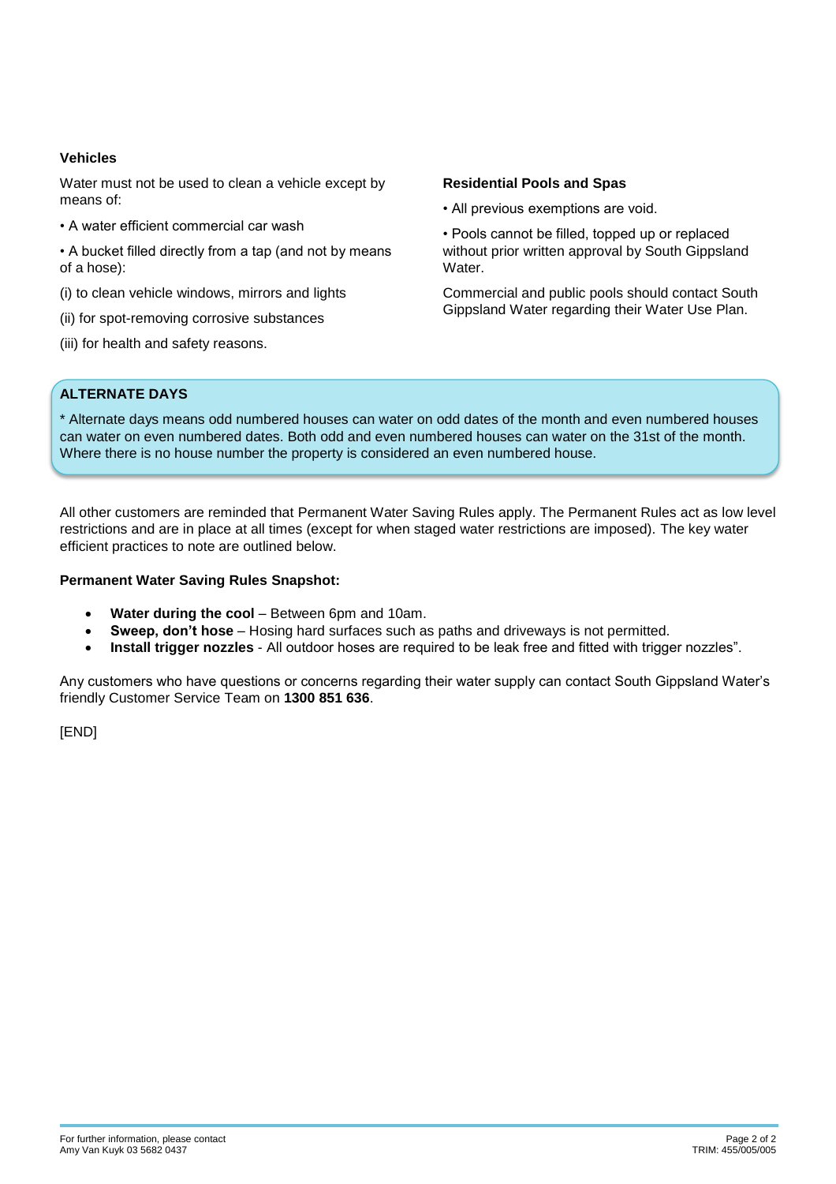**Vehicles**

Water must not be used to clean a vehicle except by means of:

• A water efficient commercial car wash

• A bucket filled directly from a tap (and not by means of a hose):

(i) to clean vehicle windows, mirrors and lights

(ii) for spot-removing corrosive substances

(iii) for health and safety reasons.

**Residential Pools and Spas**

• All previous exemptions are void.

• Pools cannot be filled, topped up or replaced without prior written approval by South Gippsland Water.

Commercial and public pools should contact South Gippsland Water regarding their Water Use Plan.

**ALTERNATE DAYS**

* Alternate days means odd numbered houses can water on odd dates of the month and even numbered houses can water on even numbered dates. Both odd and even numbered houses can water on the 31st of the month. Where there is no house number the property is considered an even numbered house.

All other customers are reminded that Permanent Water Saving Rules apply. The Permanent Rules act as low level restrictions and are in place at all times (except for when staged water restrictions are imposed). The key water efficient practices to note are outlined below.

**Permanent Water Saving Rules Snapshot:**

- **Water during the cool** – Between 6pm and 10am.
- **Sweep, don't hose** – Hosing hard surfaces such as paths and driveways is not permitted.
- **Install trigger nozzles** - All outdoor hoses are required to be leak free and fitted with trigger nozzles".

Any customers who have questions or concerns regarding their water supply can contact South Gippsland Water's friendly Customer Service Team on **1300 851 636**.

[END]

For further information, please contact
Amy Van Kuyk 03 5682 0437

TRIM: 455/005/005